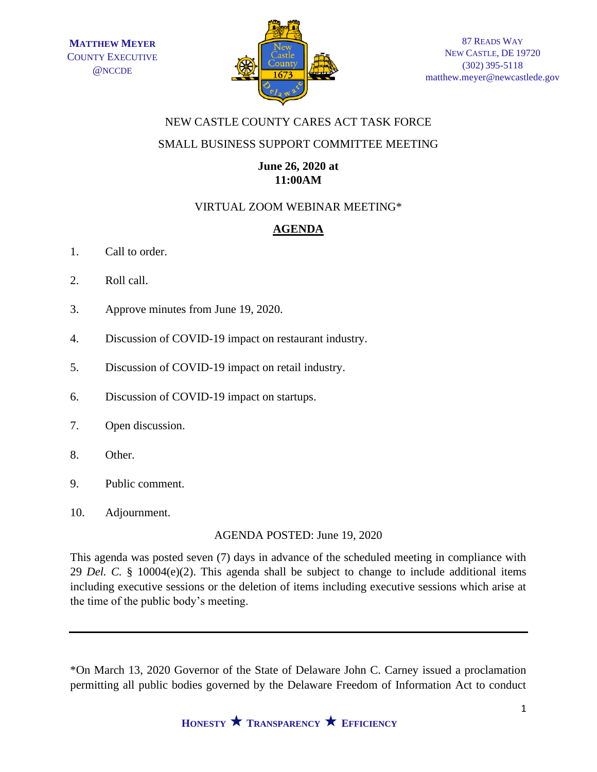**MATTHEW MEYER**
COUNTY EXECUTIVE
@NCCDE

87 READS WAY
NEW CASTLE, DE 19720
(302) 395-5118
matthew.meyer@newcastlede.gov

NEW CASTLE COUNTY CARES ACT TASK FORCE

SMALL BUSINESS SUPPORT COMMITTEE MEETING

**June 26, 2020 at**
**11:00AM**

VIRTUAL ZOOM WEBINAR MEETING*

## AGENDA

1. Call to order.
2. Roll call.
3. Approve minutes from June 19, 2020.
4. Discussion of COVID-19 impact on restaurant industry.
5. Discussion of COVID-19 impact on retail industry.
6. Discussion of COVID-19 impact on startups.
7. Open discussion.
8. Other.
9. Public comment.
10. Adjournment.

AGENDA POSTED: June 19, 2020

This agenda was posted seven (7) days in advance of the scheduled meeting in compliance with 29 *Del. C.* § 10004(e)(2). This agenda shall be subject to change to include additional items including executive sessions or the deletion of items including executive sessions which arise at the time of the public body's meeting.

---

*On March 13, 2020 Governor of the State of Delaware John C. Carney issued a proclamation permitting all public bodies governed by the Delaware Freedom of Information Act to conduct

**HONESTY ★ TRANSPARENCY ★ EFFICIENCY**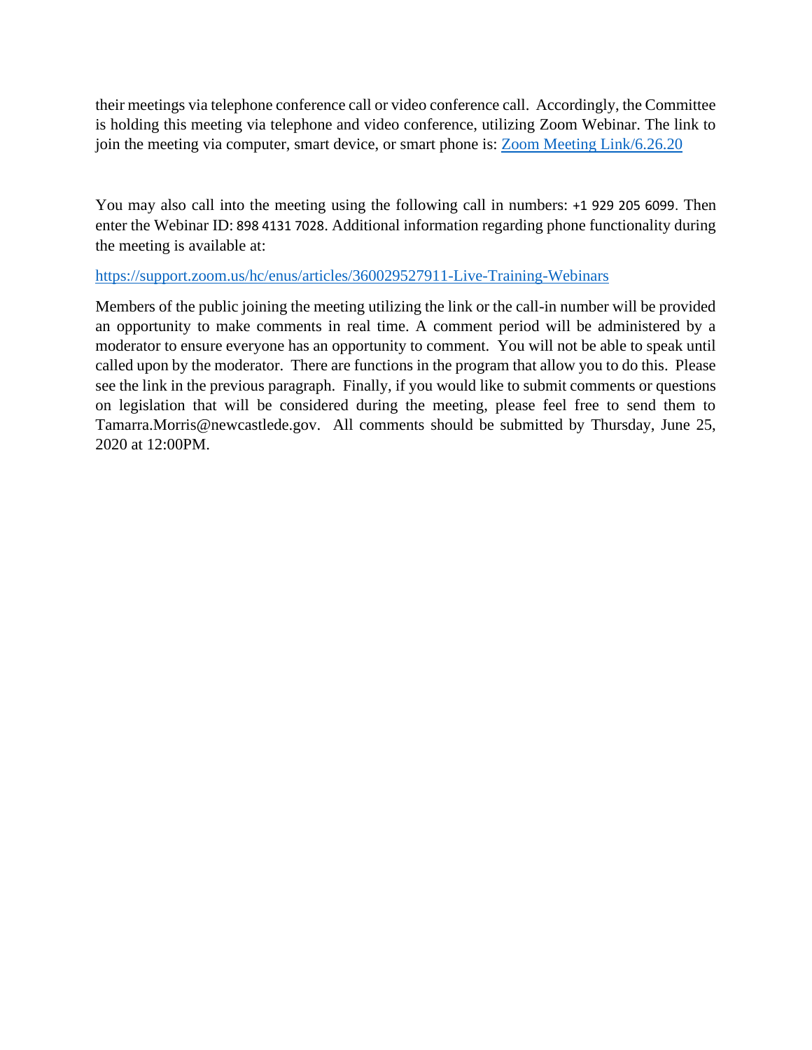their meetings via telephone conference call or video conference call. Accordingly, the Committee is holding this meeting via telephone and video conference, utilizing Zoom Webinar. The link to join the meeting via computer, smart device, or smart phone is: [Zoom Meeting Link/6.26.20]

You may also call into the meeting using the following call in numbers: +1 929 205 6099. Then enter the Webinar ID: 898 4131 7028. Additional information regarding phone functionality during the meeting is available at:

https://support.zoom.us/hc/enus/articles/360029527911-Live-Training-Webinars

Members of the public joining the meeting utilizing the link or the call-in number will be provided an opportunity to make comments in real time. A comment period will be administered by a moderator to ensure everyone has an opportunity to comment. You will not be able to speak until called upon by the moderator. There are functions in the program that allow you to do this. Please see the link in the previous paragraph. Finally, if you would like to submit comments or questions on legislation that will be considered during the meeting, please feel free to send them to Tamarra.Morris@newcastlede.gov. All comments should be submitted by Thursday, June 25, 2020 at 12:00PM.